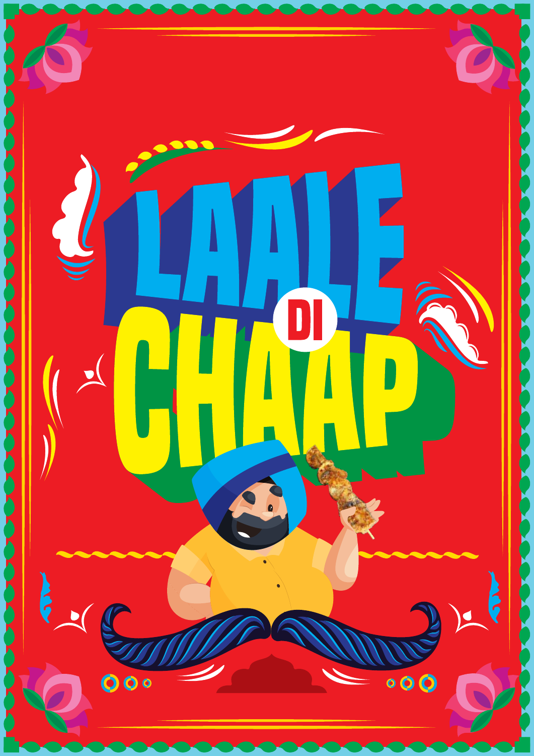# LAALE DI CHAAP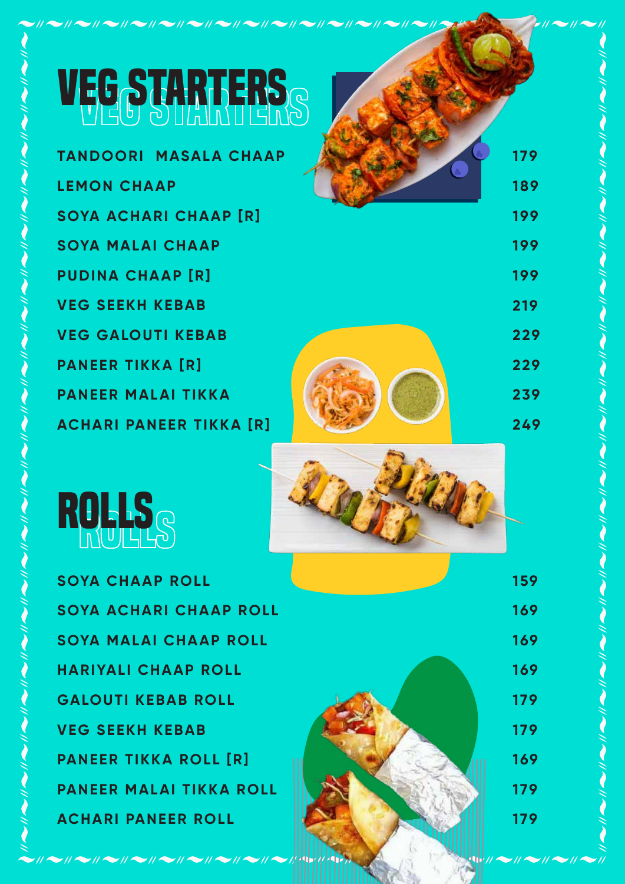# VEG STARTERS

| Item | Price |
| --- | --- |
| TANDOORI MASALA CHAAP | 179 |
| LEMON CHAAP | 189 |
| SOYA ACHARI CHAAP [R] | 199 |
| SOYA MALAI CHAAP | 199 |
| PUDINA CHAAP [R] | 199 |
| VEG SEEKH KEBAB | 219 |
| VEG GALOUTI KEBAB | 229 |
| PANEER TIKKA [R] | 229 |
| PANEER MALAI TIKKA | 239 |
| ACHARI PANEER TIKKA [R] | 249 |

# ROLLS

| Item | Price |
| --- | --- |
| SOYA CHAAP ROLL | 159 |
| SOYA ACHARI CHAAP ROLL | 169 |
| SOYA MALAI CHAAP ROLL | 169 |
| HARIYALI CHAAP ROLL | 169 |
| GALOUTI KEBAB ROLL | 179 |
| VEG SEEKH KEBAB | 179 |
| PANEER TIKKA ROLL [R] | 169 |
| PANEER MALAI TIKKA ROLL | 179 |
| ACHARI PANEER ROLL | 179 |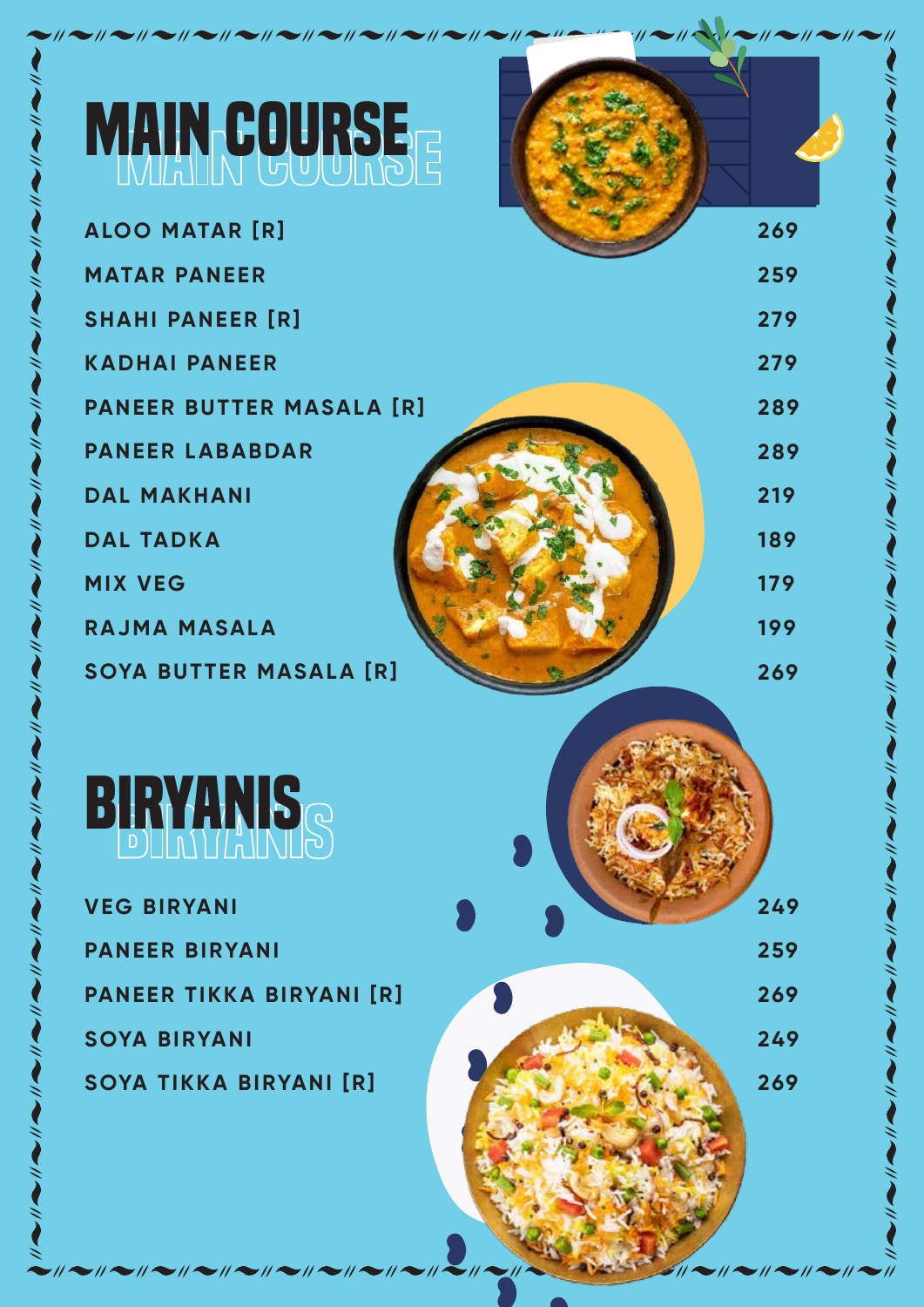# MAIN COURSE

| Item | Price |
| --- | --- |
| ALOO MATAR [R] | 269 |
| MATAR PANEER | 259 |
| SHAHI PANEER [R] | 279 |
| KADHAI PANEER | 279 |
| PANEER BUTTER MASALA [R] | 289 |
| PANEER LABABDAR | 289 |
| DAL MAKHANI | 219 |
| DAL TADKA | 189 |
| MIX VEG | 179 |
| RAJMA MASALA | 199 |
| SOYA BUTTER MASALA [R] | 269 |

# BIRYANIS

| Item | Price |
| --- | --- |
| VEG BIRYANI | 249 |
| PANEER BIRYANI | 259 |
| PANEER TIKKA BIRYANI [R] | 269 |
| SOYA BIRYANI | 249 |
| SOYA TIKKA BIRYANI [R] | 269 |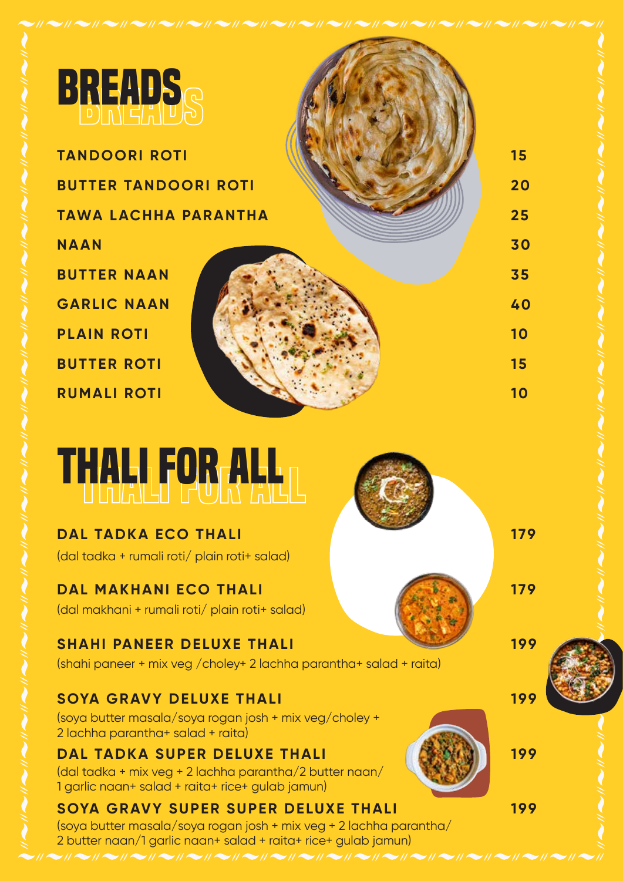# BREADS

| Item | Price |
| --- | --- |
| TANDOORI ROTI | 15 |
| BUTTER TANDOORI ROTI | 20 |
| TAWA LACHHA PARANTHA | 25 |
| NAAN | 30 |
| BUTTER NAAN | 35 |
| GARLIC NAAN | 40 |
| PLAIN ROTI | 10 |
| BUTTER ROTI | 15 |
| RUMALI ROTI | 10 |

# THALI FOR ALL

**DAL TADKA ECO THALI** — 179
(dal tadka + rumali roti/ plain roti+ salad)

**DAL MAKHANI ECO THALI** — 179
(dal makhani + rumali roti/ plain roti+ salad)

**SHAHI PANEER DELUXE THALI** — 199
(shahi paneer + mix veg /choley+ 2 lachha parantha+ salad + raita)

**SOYA GRAVY DELUXE THALI** — 199
(soya butter masala/soya rogan josh + mix veg/choley + 2 lachha parantha+ salad + raita)

**DAL TADKA SUPER DELUXE THALI** — 199
(dal tadka + mix veg + 2 lachha parantha/2 butter naan/ 1 garlic naan+ salad + raita+ rice+ gulab jamun)

**SOYA GRAVY SUPER SUPER DELUXE THALI** — 199
(soya butter masala/soya rogan josh + mix veg + 2 lachha parantha/ 2 butter naan/1 garlic naan+ salad + raita+ rice+ gulab jamun)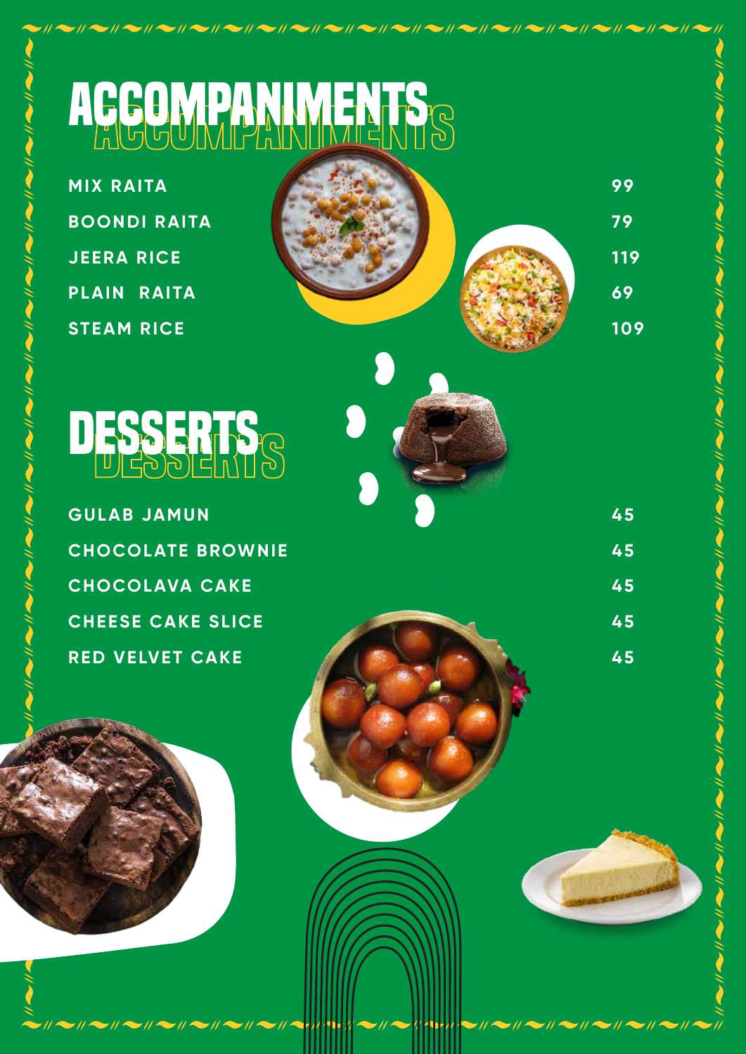# ACCOMPANIMENTS

| | |
|---|---|
| MIX RAITA | 99 |
| BOONDI RAITA | 79 |
| JEERA RICE | 119 |
| PLAIN RAITA | 69 |
| STEAM RICE | 109 |

# DESSERTS

| | |
|---|---|
| GULAB JAMUN | 45 |
| CHOCOLATE BROWNIE | 45 |
| CHOCOLAVA CAKE | 45 |
| CHEESE CAKE SLICE | 45 |
| RED VELVET CAKE | 45 |